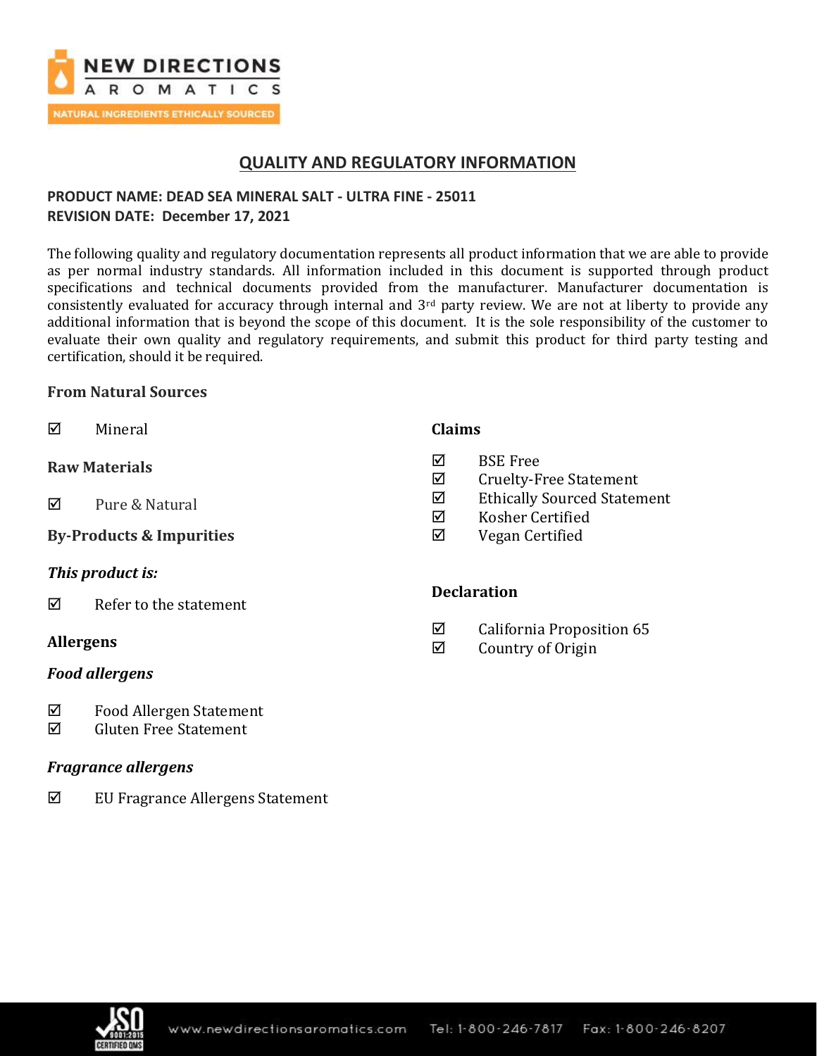# QUALITY AND REGULATORY INFORMATION

**PRODUCT NAME: DEAD SEA MINERAL SALT - ULTRA FINE - 25011**
**REVISION DATE: December 17, 2021**

The following quality and regulatory documentation represents all product information that we are able to provide as per normal industry standards. All information included in this document is supported through product specifications and technical documents provided from the manufacturer. Manufacturer documentation is consistently evaluated for accuracy through internal and 3rd party review. We are not at liberty to provide any additional information that is beyond the scope of this document. It is the sole responsibility of the customer to evaluate their own quality and regulatory requirements, and submit this product for third party testing and certification, should it be required.

### From Natural Sources

☑ Mineral

### Raw Materials

☑ Pure & Natural

### By-Products & Impurities

#### *This product is:*

☑ Refer to the statement

### Allergens

#### *Food allergens*

☑ Food Allergen Statement
☑ Gluten Free Statement

#### *Fragrance allergens*

☑ EU Fragrance Allergens Statement

### Claims

☑ BSE Free
☑ Cruelty-Free Statement
☑ Ethically Sourced Statement
☑ Kosher Certified
☑ Vegan Certified

### Declaration

☑ California Proposition 65
☑ Country of Origin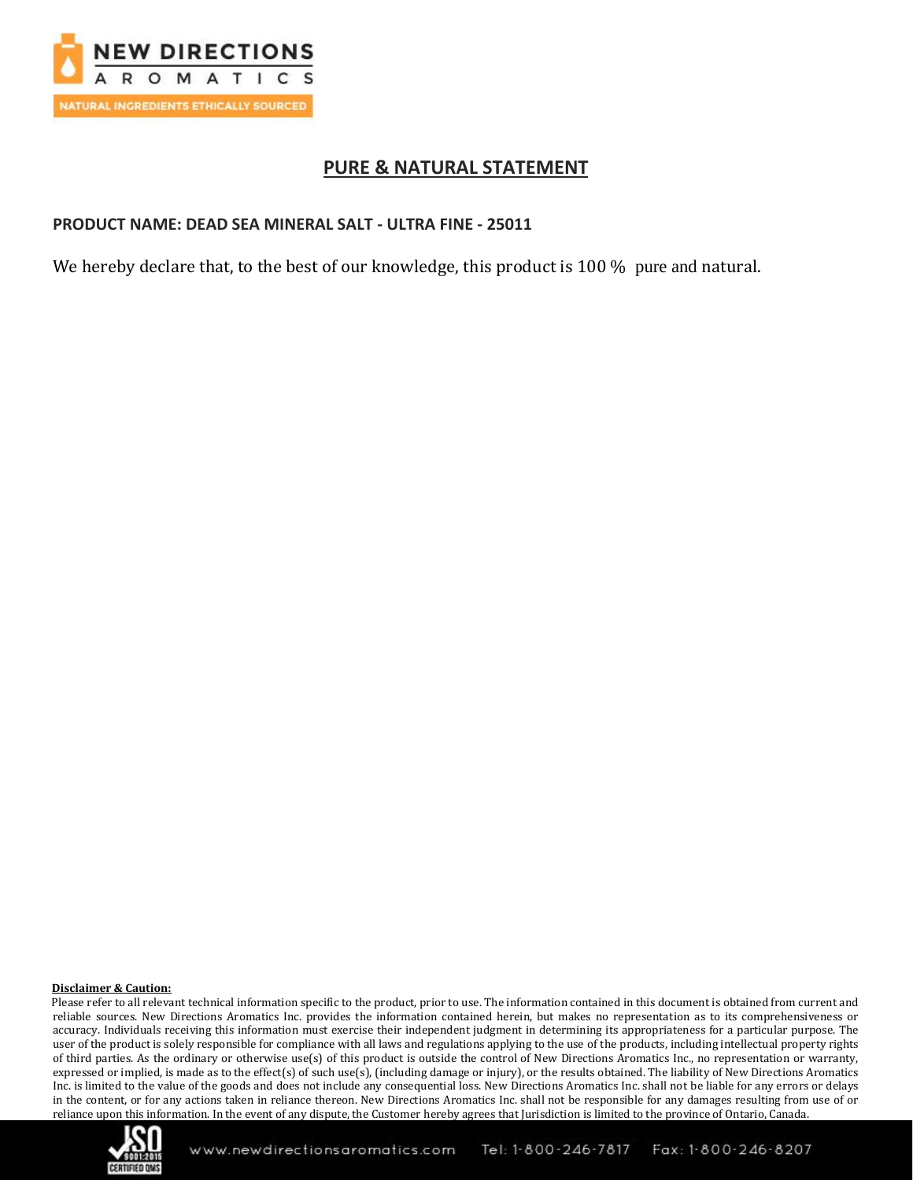## PURE & NATURAL STATEMENT

**PRODUCT NAME: DEAD SEA MINERAL SALT - ULTRA FINE - 25011**

We hereby declare that, to the best of our knowledge, this product is 100 % pure and natural.

**Disclaimer & Caution:**

Please refer to all relevant technical information specific to the product, prior to use. The information contained in this document is obtained from current and reliable sources. New Directions Aromatics Inc. provides the information contained herein, but makes no representation as to its comprehensiveness or accuracy. Individuals receiving this information must exercise their independent judgment in determining its appropriateness for a particular purpose. The user of the product is solely responsible for compliance with all laws and regulations applying to the use of the products, including intellectual property rights of third parties. As the ordinary or otherwise use(s) of this product is outside the control of New Directions Aromatics Inc., no representation or warranty, expressed or implied, is made as to the effect(s) of such use(s), (including damage or injury), or the results obtained. The liability of New Directions Aromatics Inc. is limited to the value of the goods and does not include any consequential loss. New Directions Aromatics Inc. shall not be liable for any errors or delays in the content, or for any actions taken in reliance thereon. New Directions Aromatics Inc. shall not be responsible for any damages resulting from use of or reliance upon this information. In the event of any dispute, the Customer hereby agrees that Jurisdiction is limited to the province of Ontario, Canada.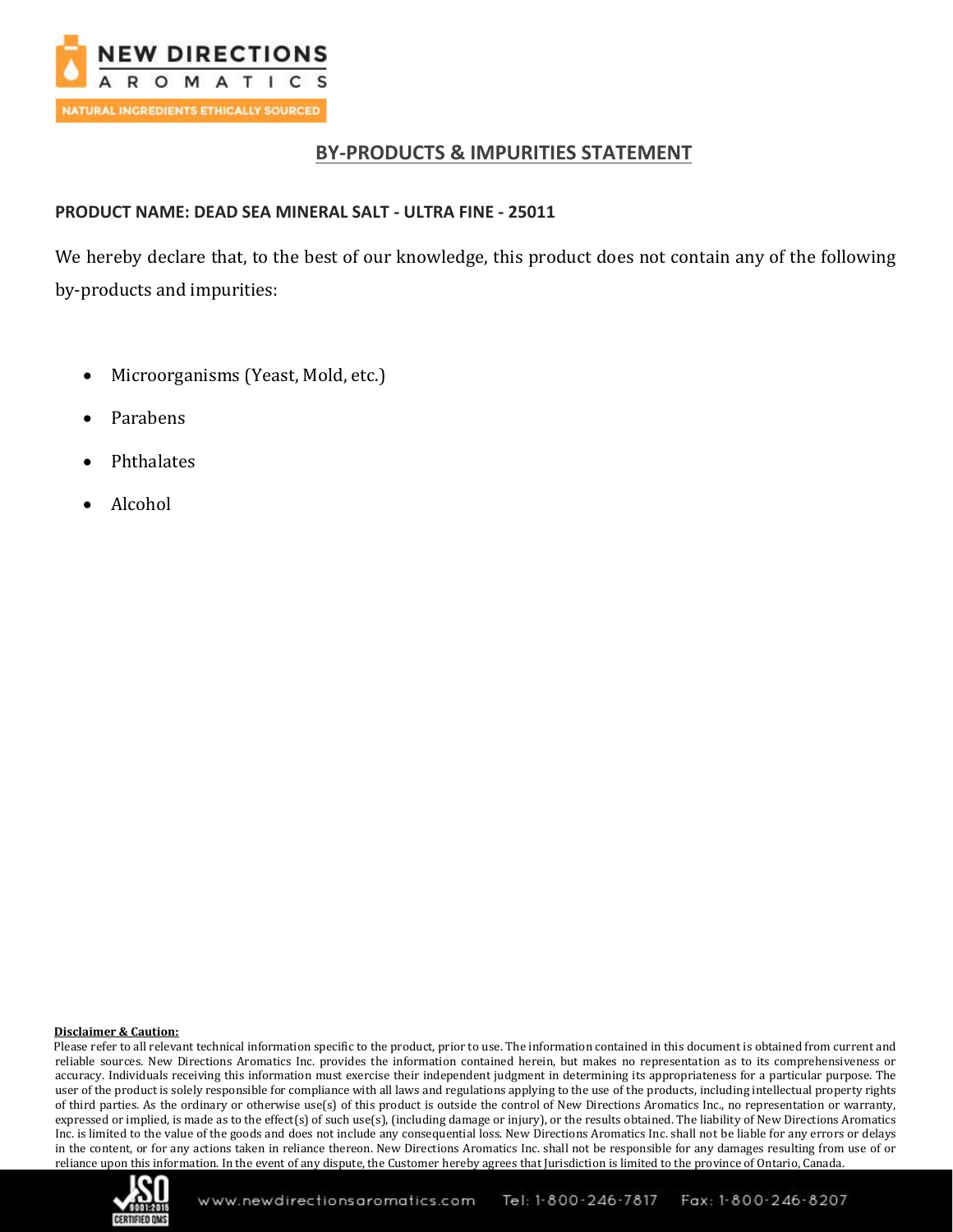## BY-PRODUCTS & IMPURITIES STATEMENT

**PRODUCT NAME: DEAD SEA MINERAL SALT - ULTRA FINE - 25011**

We hereby declare that, to the best of our knowledge, this product does not contain any of the following by-products and impurities:

- Microorganisms (Yeast, Mold, etc.)
- Parabens
- Phthalates
- Alcohol

**Disclaimer & Caution:**

Please refer to all relevant technical information specific to the product, prior to use. The information contained in this document is obtained from current and reliable sources. New Directions Aromatics Inc. provides the information contained herein, but makes no representation as to its comprehensiveness or accuracy. Individuals receiving this information must exercise their independent judgment in determining its appropriateness for a particular purpose. The user of the product is solely responsible for compliance with all laws and regulations applying to the use of the products, including intellectual property rights of third parties. As the ordinary or otherwise use(s) of this product is outside the control of New Directions Aromatics Inc., no representation or warranty, expressed or implied, is made as to the effect(s) of such use(s), (including damage or injury), or the results obtained. The liability of New Directions Aromatics Inc. is limited to the value of the goods and does not include any consequential loss. New Directions Aromatics Inc. shall not be liable for any errors or delays in the content, or for any actions taken in reliance thereon. New Directions Aromatics Inc. shall not be responsible for any damages resulting from use of or reliance upon this information. In the event of any dispute, the Customer hereby agrees that Jurisdiction is limited to the province of Ontario, Canada.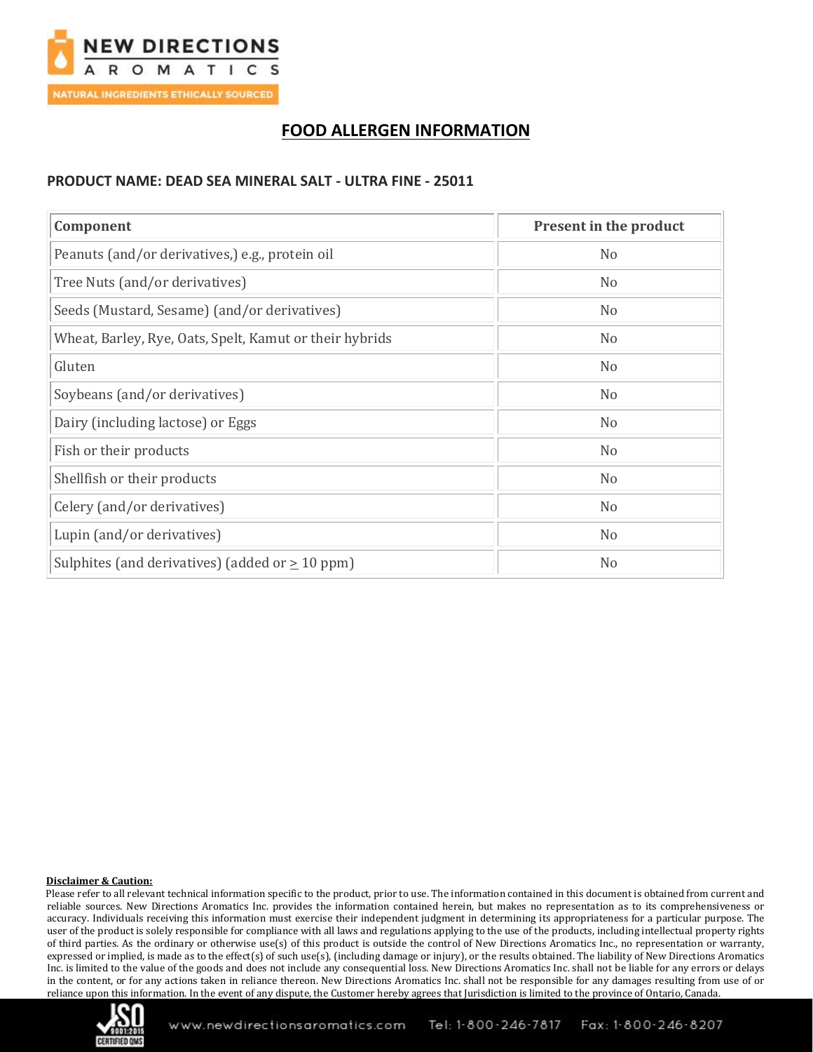# FOOD ALLERGEN INFORMATION

**PRODUCT NAME: DEAD SEA MINERAL SALT - ULTRA FINE - 25011**

| Component | Present in the product |
|---|---|
| Peanuts (and/or derivatives,) e.g., protein oil | No |
| Tree Nuts (and/or derivatives) | No |
| Seeds (Mustard, Sesame) (and/or derivatives) | No |
| Wheat, Barley, Rye, Oats, Spelt, Kamut or their hybrids | No |
| Gluten | No |
| Soybeans (and/or derivatives) | No |
| Dairy (including lactose) or Eggs | No |
| Fish or their products | No |
| Shellfish or their products | No |
| Celery (and/or derivatives) | No |
| Lupin (and/or derivatives) | No |
| Sulphites (and derivatives) (added or $\geq$ 10 ppm) | No |

**Disclaimer & Caution:**

Please refer to all relevant technical information specific to the product, prior to use. The information contained in this document is obtained from current and reliable sources. New Directions Aromatics Inc. provides the information contained herein, but makes no representation as to its comprehensiveness or accuracy. Individuals receiving this information must exercise their independent judgment in determining its appropriateness for a particular purpose. The user of the product is solely responsible for compliance with all laws and regulations applying to the use of the products, including intellectual property rights of third parties. As the ordinary or otherwise use(s) of this product is outside the control of New Directions Aromatics Inc., no representation or warranty, expressed or implied, is made as to the effect(s) of such use(s), (including damage or injury), or the results obtained. The liability of New Directions Aromatics Inc. is limited to the value of the goods and does not include any consequential loss. New Directions Aromatics Inc. shall not be liable for any errors or delays in the content, or for any actions taken in reliance thereon. New Directions Aromatics Inc. shall not be responsible for any damages resulting from use of or reliance upon this information. In the event of any dispute, the Customer hereby agrees that Jurisdiction is limited to the province of Ontario, Canada.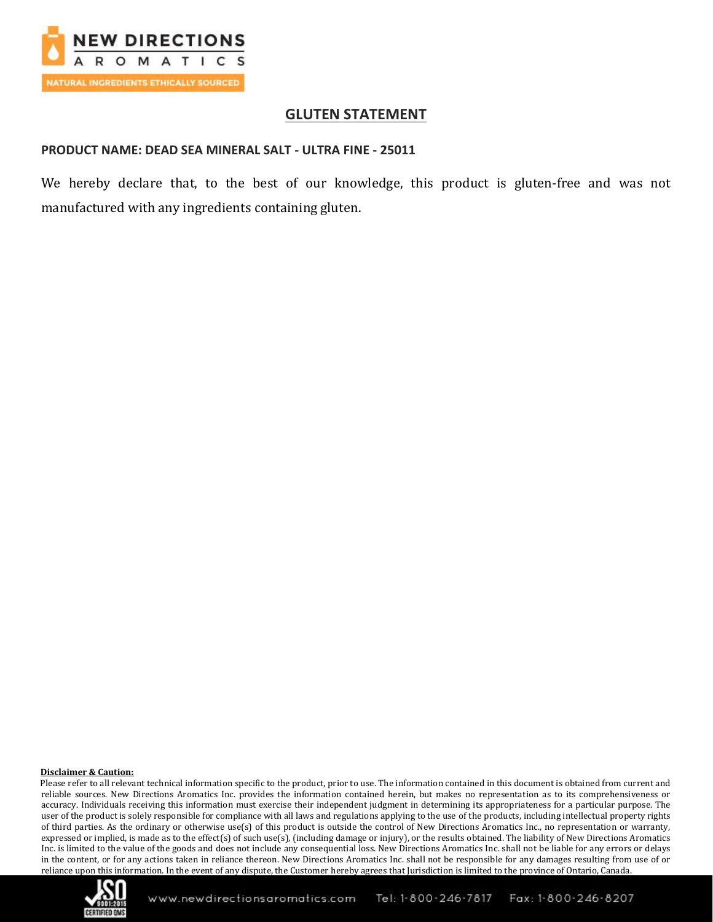# GLUTEN STATEMENT

**PRODUCT NAME: DEAD SEA MINERAL SALT - ULTRA FINE - 25011**

We hereby declare that, to the best of our knowledge, this product is gluten-free and was not manufactured with any ingredients containing gluten.

**Disclaimer & Caution:**

Please refer to all relevant technical information specific to the product, prior to use. The information contained in this document is obtained from current and reliable sources. New Directions Aromatics Inc. provides the information contained herein, but makes no representation as to its comprehensiveness or accuracy. Individuals receiving this information must exercise their independent judgment in determining its appropriateness for a particular purpose. The user of the product is solely responsible for compliance with all laws and regulations applying to the use of the products, including intellectual property rights of third parties. As the ordinary or otherwise use(s) of this product is outside the control of New Directions Aromatics Inc., no representation or warranty, expressed or implied, is made as to the effect(s) of such use(s), (including damage or injury), or the results obtained. The liability of New Directions Aromatics Inc. is limited to the value of the goods and does not include any consequential loss. New Directions Aromatics Inc. shall not be liable for any errors or delays in the content, or for any actions taken in reliance thereon. New Directions Aromatics Inc. shall not be responsible for any damages resulting from use of or reliance upon this information. In the event of any dispute, the Customer hereby agrees that Jurisdiction is limited to the province of Ontario, Canada.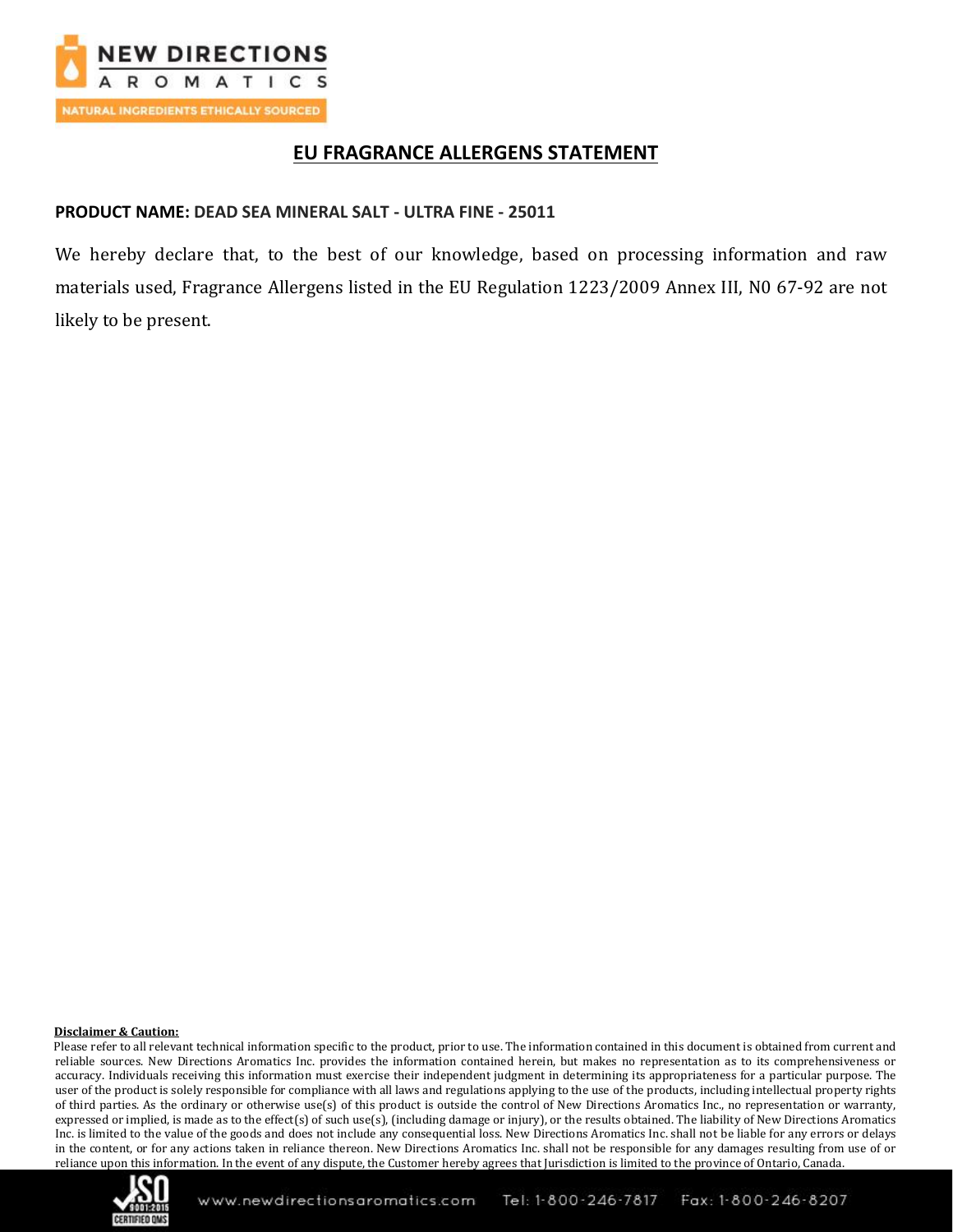NEW DIRECTIONS AROMATICS

NATURAL INGREDIENTS ETHICALLY SOURCED

# EU FRAGRANCE ALLERGENS STATEMENT

**PRODUCT NAME:** **DEAD SEA MINERAL SALT - ULTRA FINE - 25011**

We hereby declare that, to the best of our knowledge, based on processing information and raw materials used, Fragrance Allergens listed in the EU Regulation 1223/2009 Annex III, N0 67-92 are not likely to be present.

**Disclaimer & Caution:**

Please refer to all relevant technical information specific to the product, prior to use. The information contained in this document is obtained from current and reliable sources. New Directions Aromatics Inc. provides the information contained herein, but makes no representation as to its comprehensiveness or accuracy. Individuals receiving this information must exercise their independent judgment in determining its appropriateness for a particular purpose. The user of the product is solely responsible for compliance with all laws and regulations applying to the use of the products, including intellectual property rights of third parties. As the ordinary or otherwise use(s) of this product is outside the control of New Directions Aromatics Inc., no representation or warranty, expressed or implied, is made as to the effect(s) of such use(s), (including damage or injury), or the results obtained. The liability of New Directions Aromatics Inc. is limited to the value of the goods and does not include any consequential loss. New Directions Aromatics Inc. shall not be liable for any errors or delays in the content, or for any actions taken in reliance thereon. New Directions Aromatics Inc. shall not be responsible for any damages resulting from use of or reliance upon this information. In the event of any dispute, the Customer hereby agrees that Jurisdiction is limited to the province of Ontario, Canada.

www.newdirectionsaromatics.com Tel: 1-800-246-7817 Fax: 1-800-246-8207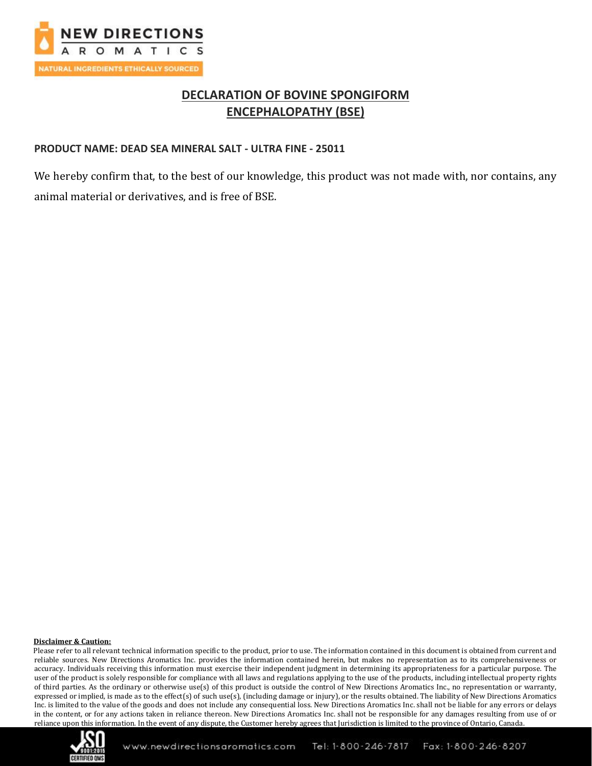# DECLARATION OF BOVINE SPONGIFORM ENCEPHALOPATHY (BSE)

**PRODUCT NAME: DEAD SEA MINERAL SALT - ULTRA FINE - 25011**

We hereby confirm that, to the best of our knowledge, this product was not made with, nor contains, any animal material or derivatives, and is free of BSE.

**Disclaimer & Caution:**

Please refer to all relevant technical information specific to the product, prior to use. The information contained in this document is obtained from current and reliable sources. New Directions Aromatics Inc. provides the information contained herein, but makes no representation as to its comprehensiveness or accuracy. Individuals receiving this information must exercise their independent judgment in determining its appropriateness for a particular purpose. The user of the product is solely responsible for compliance with all laws and regulations applying to the use of the products, including intellectual property rights of third parties. As the ordinary or otherwise use(s) of this product is outside the control of New Directions Aromatics Inc., no representation or warranty, expressed or implied, is made as to the effect(s) of such use(s), (including damage or injury), or the results obtained. The liability of New Directions Aromatics Inc. is limited to the value of the goods and does not include any consequential loss. New Directions Aromatics Inc. shall not be liable for any errors or delays in the content, or for any actions taken in reliance thereon. New Directions Aromatics Inc. shall not be responsible for any damages resulting from use of or reliance upon this information. In the event of any dispute, the Customer hereby agrees that Jurisdiction is limited to the province of Ontario, Canada.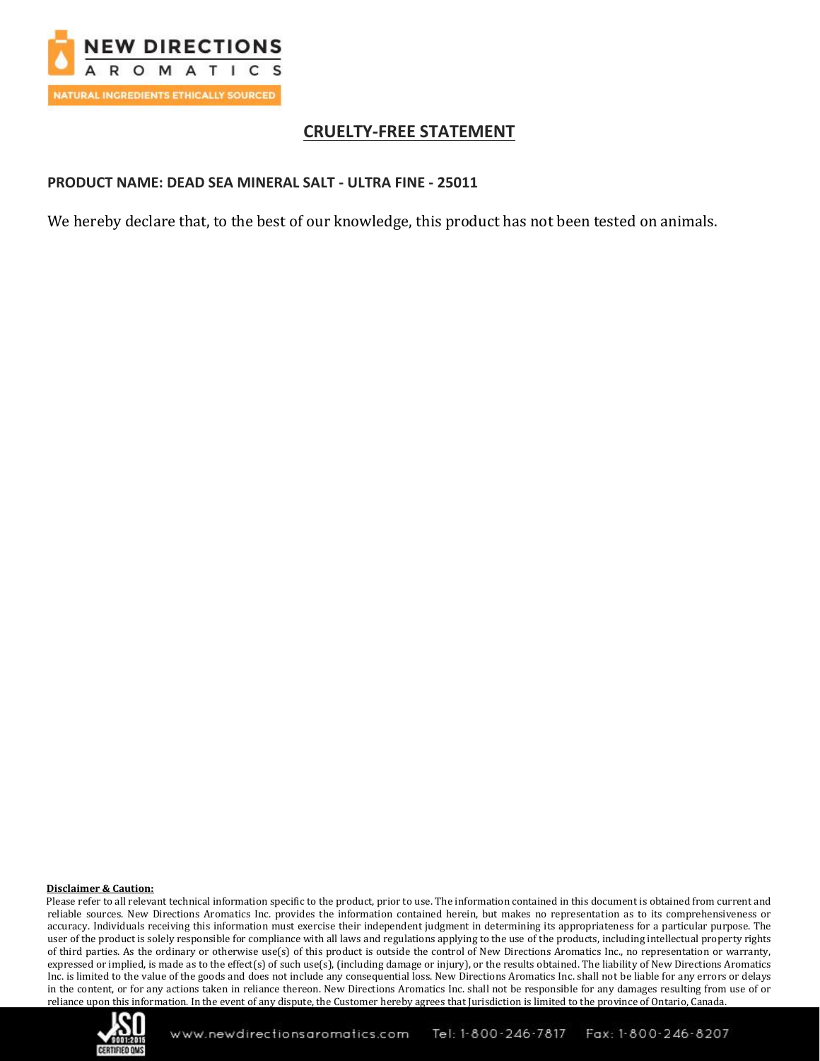# CRUELTY-FREE STATEMENT

**PRODUCT NAME: DEAD SEA MINERAL SALT - ULTRA FINE - 25011**

We hereby declare that, to the best of our knowledge, this product has not been tested on animals.

**Disclaimer & Caution:**

Please refer to all relevant technical information specific to the product, prior to use. The information contained in this document is obtained from current and reliable sources. New Directions Aromatics Inc. provides the information contained herein, but makes no representation as to its comprehensiveness or accuracy. Individuals receiving this information must exercise their independent judgment in determining its appropriateness for a particular purpose. The user of the product is solely responsible for compliance with all laws and regulations applying to the use of the products, including intellectual property rights of third parties. As the ordinary or otherwise use(s) of this product is outside the control of New Directions Aromatics Inc., no representation or warranty, expressed or implied, is made as to the effect(s) of such use(s), (including damage or injury), or the results obtained. The liability of New Directions Aromatics Inc. is limited to the value of the goods and does not include any consequential loss. New Directions Aromatics Inc. shall not be liable for any errors or delays in the content, or for any actions taken in reliance thereon. New Directions Aromatics Inc. shall not be responsible for any damages resulting from use of or reliance upon this information. In the event of any dispute, the Customer hereby agrees that Jurisdiction is limited to the province of Ontario, Canada.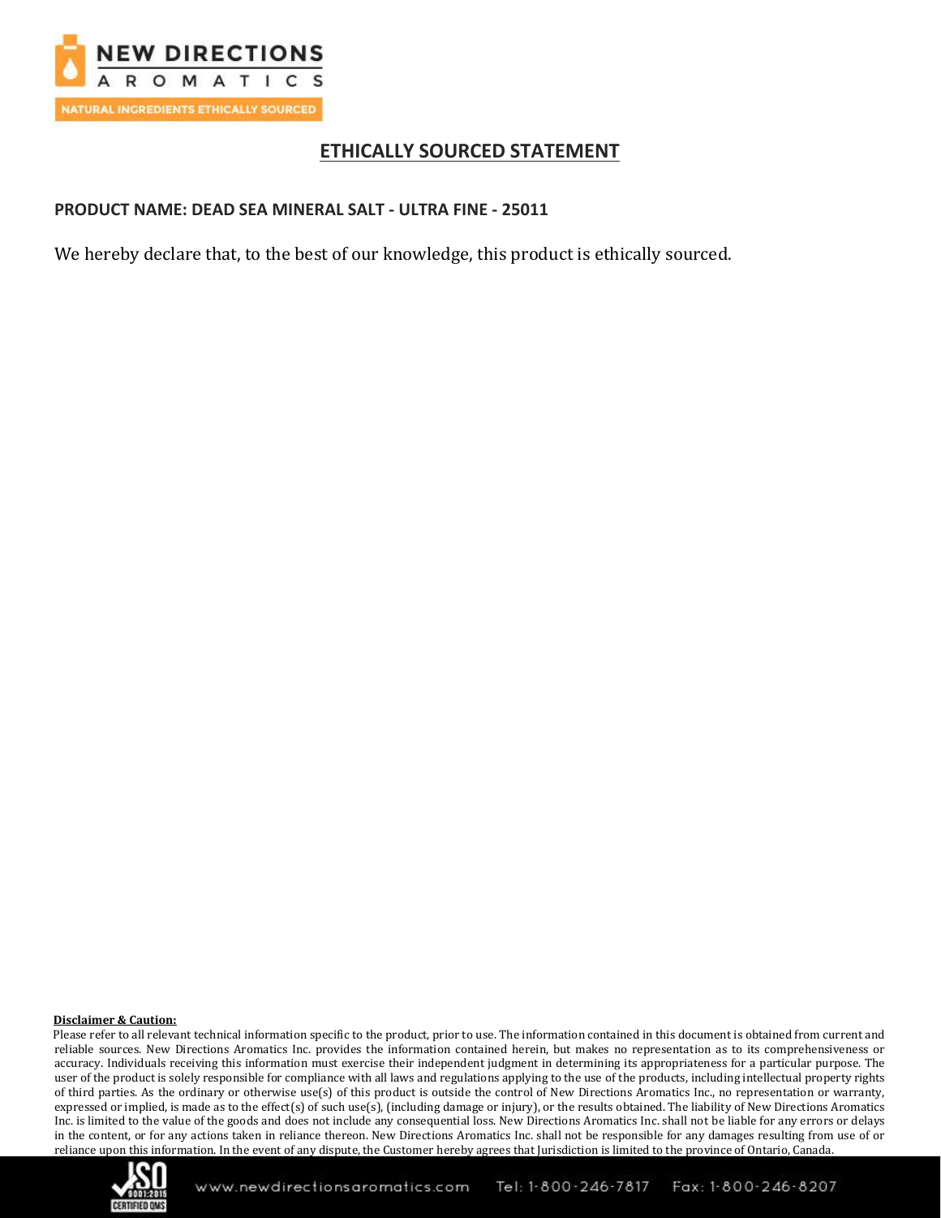# ETHICALLY SOURCED STATEMENT

**PRODUCT NAME: DEAD SEA MINERAL SALT - ULTRA FINE - 25011**

We hereby declare that, to the best of our knowledge, this product is ethically sourced.

**Disclaimer & Caution:**

Please refer to all relevant technical information specific to the product, prior to use. The information contained in this document is obtained from current and reliable sources. New Directions Aromatics Inc. provides the information contained herein, but makes no representation as to its comprehensiveness or accuracy. Individuals receiving this information must exercise their independent judgment in determining its appropriateness for a particular purpose. The user of the product is solely responsible for compliance with all laws and regulations applying to the use of the products, including intellectual property rights of third parties. As the ordinary or otherwise use(s) of this product is outside the control of New Directions Aromatics Inc., no representation or warranty, expressed or implied, is made as to the effect(s) of such use(s), (including damage or injury), or the results obtained. The liability of New Directions Aromatics Inc. is limited to the value of the goods and does not include any consequential loss. New Directions Aromatics Inc. shall not be liable for any errors or delays in the content, or for any actions taken in reliance thereon. New Directions Aromatics Inc. shall not be responsible for any damages resulting from use of or reliance upon this information. In the event of any dispute, the Customer hereby agrees that Jurisdiction is limited to the province of Ontario, Canada.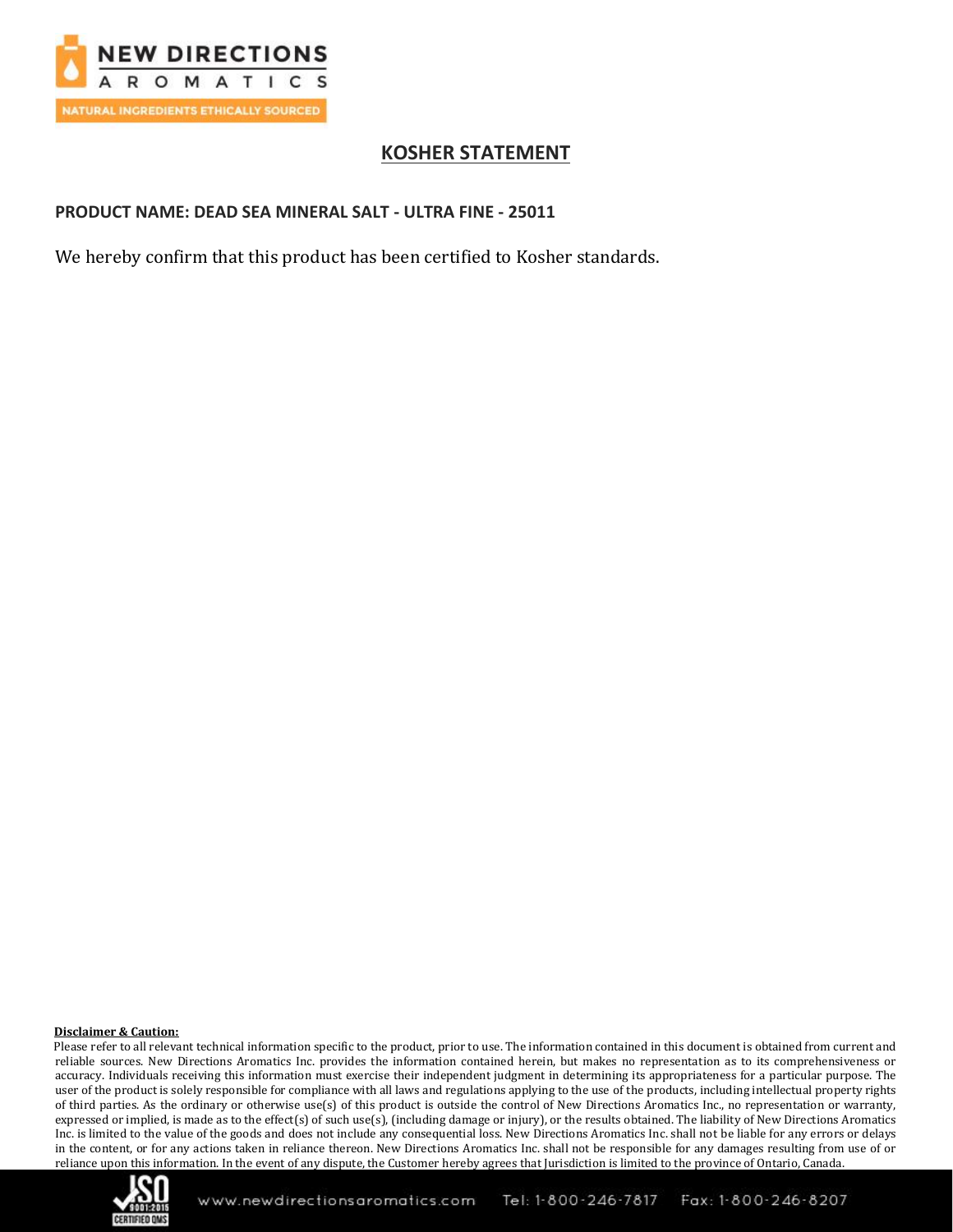## KOSHER STATEMENT

**PRODUCT NAME: DEAD SEA MINERAL SALT - ULTRA FINE - 25011**

We hereby confirm that this product has been certified to Kosher standards.

**Disclaimer & Caution:**

Please refer to all relevant technical information specific to the product, prior to use. The information contained in this document is obtained from current and reliable sources. New Directions Aromatics Inc. provides the information contained herein, but makes no representation as to its comprehensiveness or accuracy. Individuals receiving this information must exercise their independent judgment in determining its appropriateness for a particular purpose. The user of the product is solely responsible for compliance with all laws and regulations applying to the use of the products, including intellectual property rights of third parties. As the ordinary or otherwise use(s) of this product is outside the control of New Directions Aromatics Inc., no representation or warranty, expressed or implied, is made as to the effect(s) of such use(s), (including damage or injury), or the results obtained. The liability of New Directions Aromatics Inc. is limited to the value of the goods and does not include any consequential loss. New Directions Aromatics Inc. shall not be liable for any errors or delays in the content, or for any actions taken in reliance thereon. New Directions Aromatics Inc. shall not be responsible for any damages resulting from use of or reliance upon this information. In the event of any dispute, the Customer hereby agrees that Jurisdiction is limited to the province of Ontario, Canada.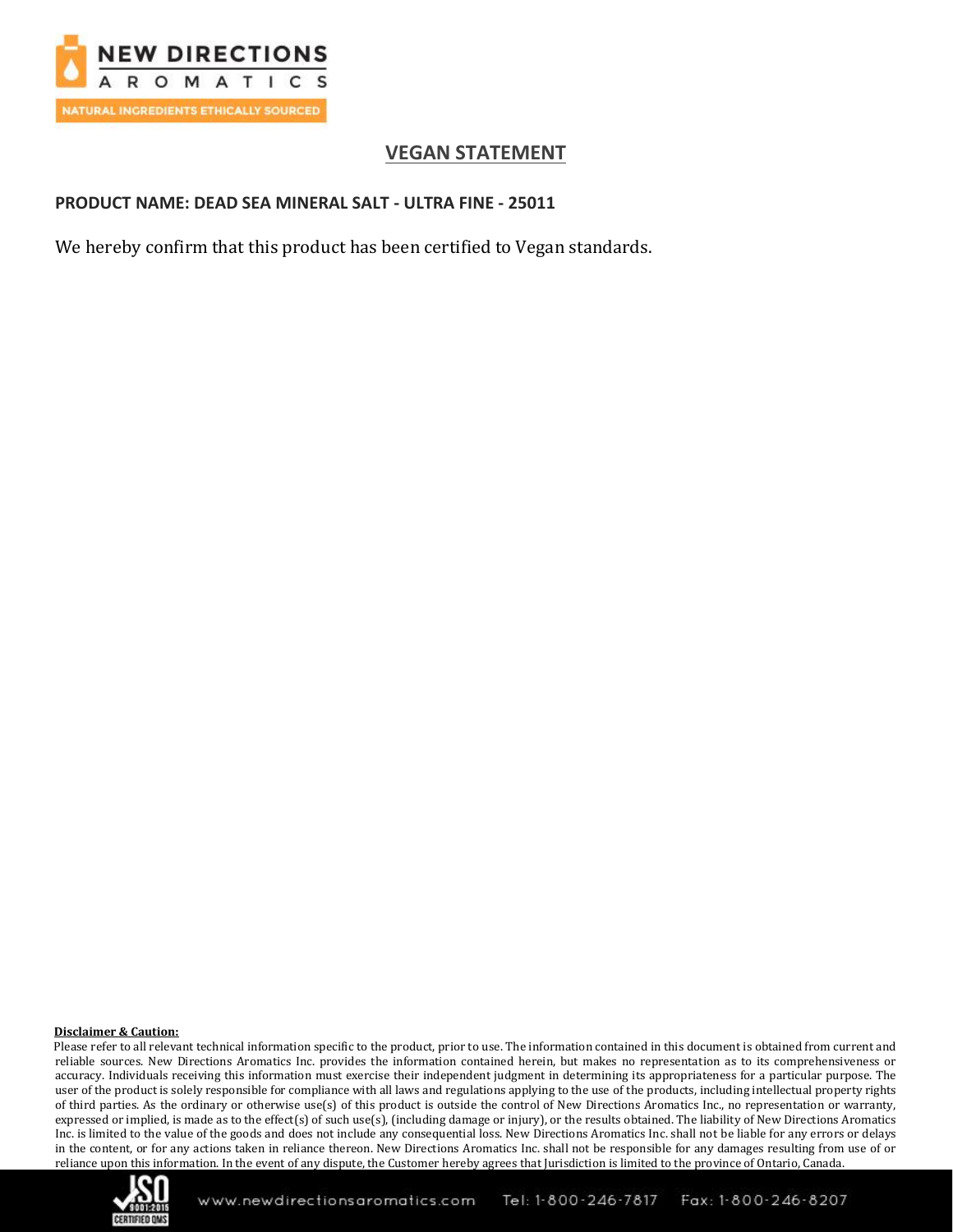## VEGAN STATEMENT

**PRODUCT NAME: DEAD SEA MINERAL SALT - ULTRA FINE - 25011**

We hereby confirm that this product has been certified to Vegan standards.

**Disclaimer & Caution:**

Please refer to all relevant technical information specific to the product, prior to use. The information contained in this document is obtained from current and reliable sources. New Directions Aromatics Inc. provides the information contained herein, but makes no representation as to its comprehensiveness or accuracy. Individuals receiving this information must exercise their independent judgment in determining its appropriateness for a particular purpose. The user of the product is solely responsible for compliance with all laws and regulations applying to the use of the products, including intellectual property rights of third parties. As the ordinary or otherwise use(s) of this product is outside the control of New Directions Aromatics Inc., no representation or warranty, expressed or implied, is made as to the effect(s) of such use(s), (including damage or injury), or the results obtained. The liability of New Directions Aromatics Inc. is limited to the value of the goods and does not include any consequential loss. New Directions Aromatics Inc. shall not be liable for any errors or delays in the content, or for any actions taken in reliance thereon. New Directions Aromatics Inc. shall not be responsible for any damages resulting from use of or reliance upon this information. In the event of any dispute, the Customer hereby agrees that Jurisdiction is limited to the province of Ontario, Canada.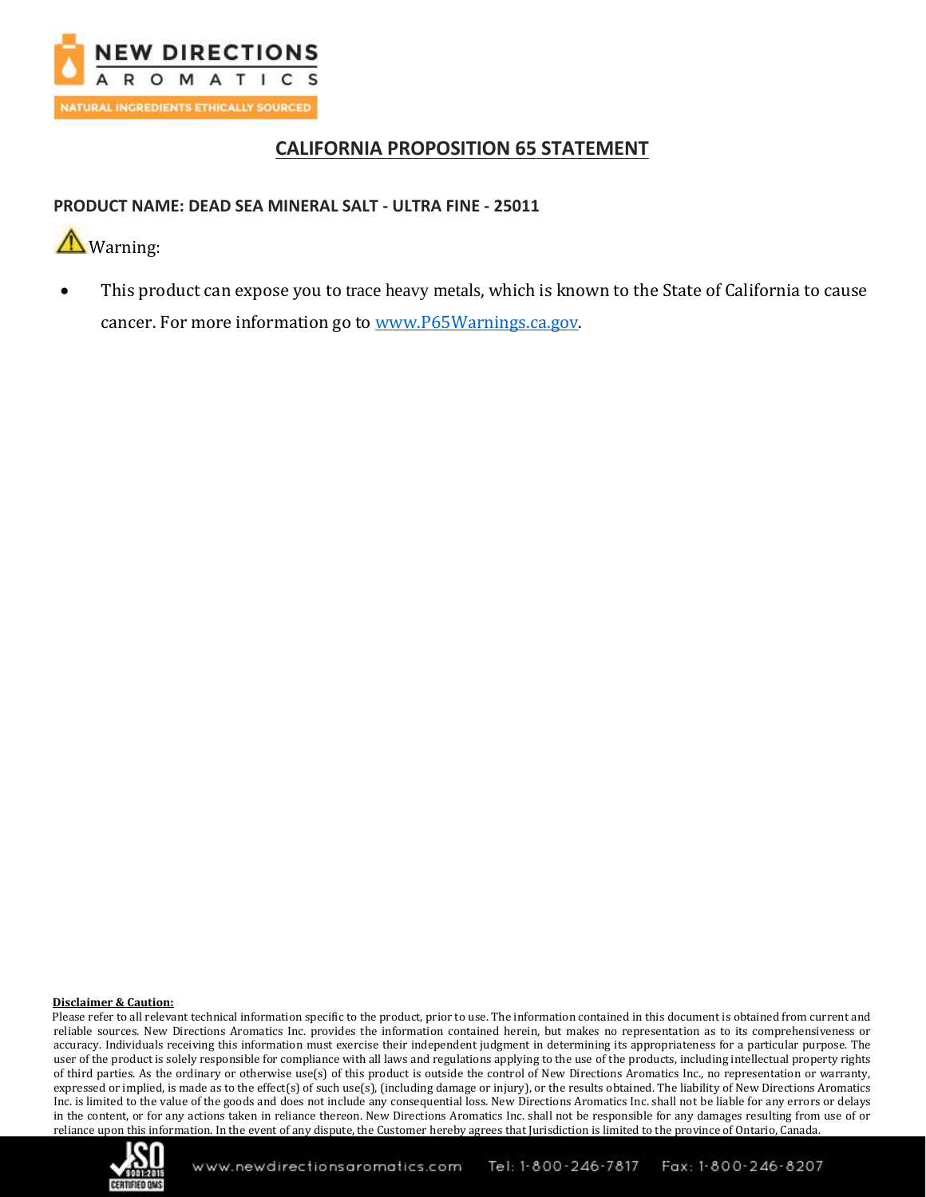## CALIFORNIA PROPOSITION 65 STATEMENT

**PRODUCT NAME: DEAD SEA MINERAL SALT - ULTRA FINE - 25011**

⚠ Warning:

- This product can expose you to trace heavy metals, which is known to the State of California to cause cancer. For more information go to [www.P65Warnings.ca.gov](http://www.P65Warnings.ca.gov).

**Disclaimer & Caution:**

Please refer to all relevant technical information specific to the product, prior to use. The information contained in this document is obtained from current and reliable sources. New Directions Aromatics Inc. provides the information contained herein, but makes no representation as to its comprehensiveness or accuracy. Individuals receiving this information must exercise their independent judgment in determining its appropriateness for a particular purpose. The user of the product is solely responsible for compliance with all laws and regulations applying to the use of the products, including intellectual property rights of third parties. As the ordinary or otherwise use(s) of this product is outside the control of New Directions Aromatics Inc., no representation or warranty, expressed or implied, is made as to the effect(s) of such use(s), (including damage or injury), or the results obtained. The liability of New Directions Aromatics Inc. is limited to the value of the goods and does not include any consequential loss. New Directions Aromatics Inc. shall not be liable for any errors or delays in the content, or for any actions taken in reliance thereon. New Directions Aromatics Inc. shall not be responsible for any damages resulting from use of or reliance upon this information. In the event of any dispute, the Customer hereby agrees that Jurisdiction is limited to the province of Ontario, Canada.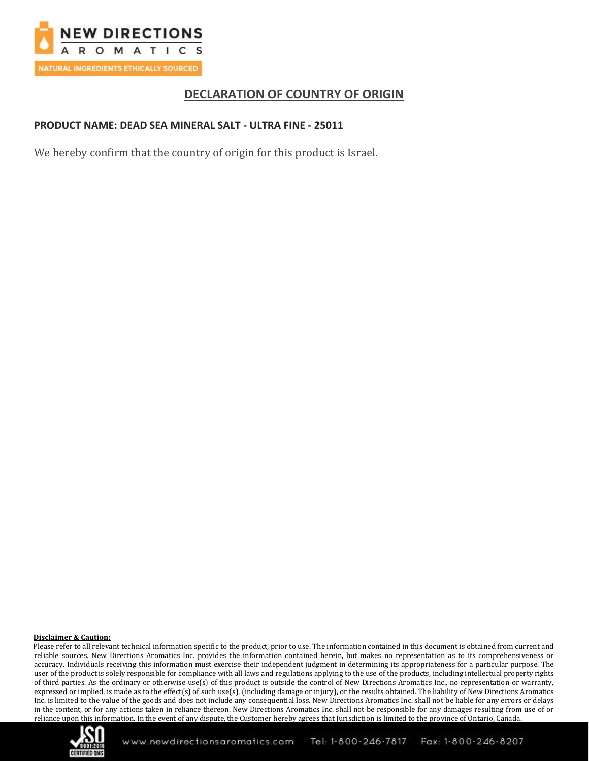# DECLARATION OF COUNTRY OF ORIGIN

**PRODUCT NAME: DEAD SEA MINERAL SALT - ULTRA FINE - 25011**

We hereby confirm that the country of origin for this product is Israel.

**Disclaimer & Caution:**

Please refer to all relevant technical information specific to the product, prior to use. The information contained in this document is obtained from current and reliable sources. New Directions Aromatics Inc. provides the information contained herein, but makes no representation as to its comprehensiveness or accuracy. Individuals receiving this information must exercise their independent judgment in determining its appropriateness for a particular purpose. The user of the product is solely responsible for compliance with all laws and regulations applying to the use of the products, including intellectual property rights of third parties. As the ordinary or otherwise use(s) of this product is outside the control of New Directions Aromatics Inc., no representation or warranty, expressed or implied, is made as to the effect(s) of such use(s), (including damage or injury), or the results obtained. The liability of New Directions Aromatics Inc. is limited to the value of the goods and does not include any consequential loss. New Directions Aromatics Inc. shall not be liable for any errors or delays in the content, or for any actions taken in reliance thereon. New Directions Aromatics Inc. shall not be responsible for any damages resulting from use of or reliance upon this information. In the event of any dispute, the Customer hereby agrees that Jurisdiction is limited to the province of Ontario, Canada.